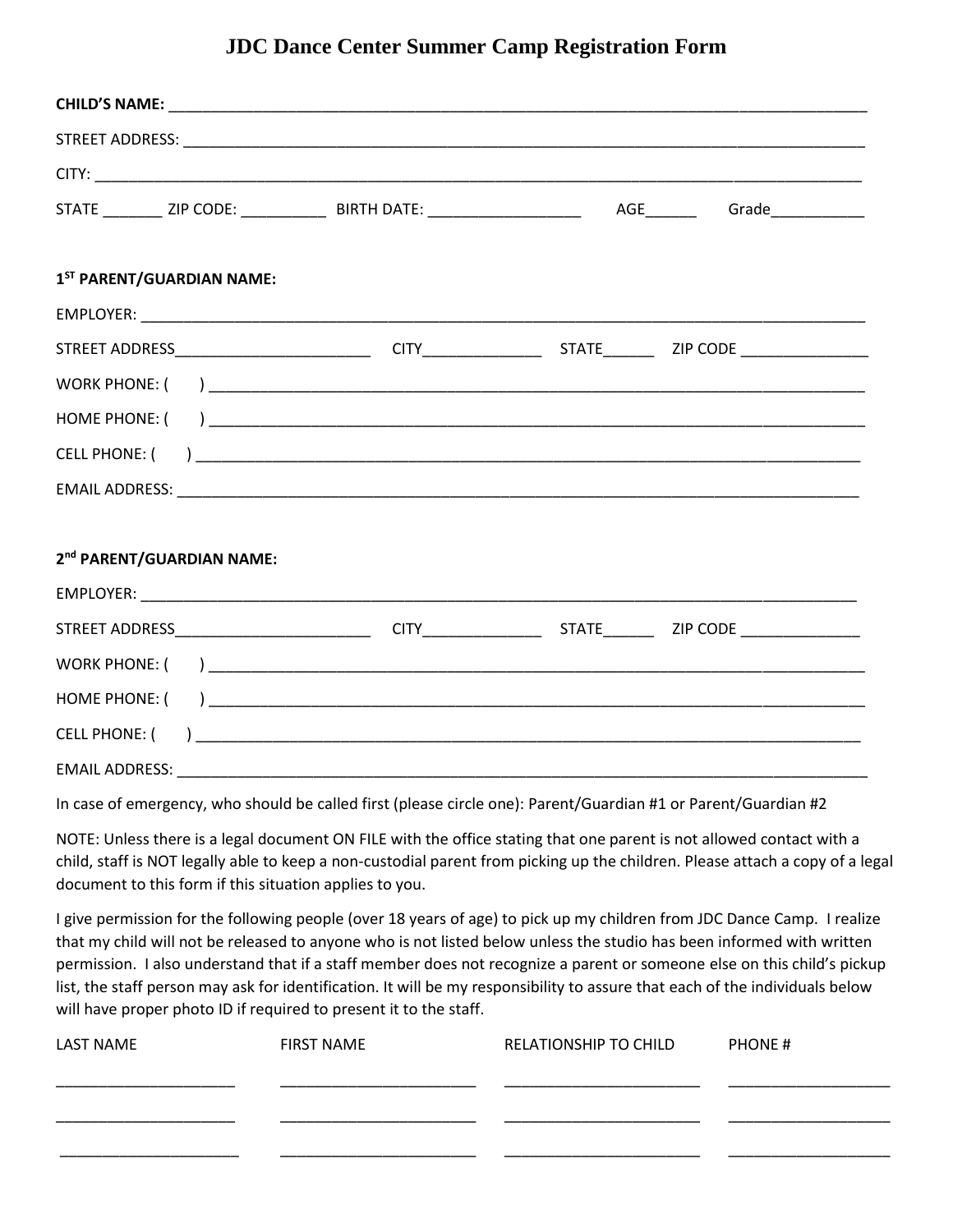# JDC Dance Center Summer Camp Registration Form

**CHILD'S NAME:** ___________________________________________________________________________

STREET ADDRESS: ___________________________________________________________________________

CITY: ___________________________________________________________________________________

STATE _______ ZIP CODE: __________ BIRTH DATE: __________________ AGE______ Grade___________

**1ST PARENT/GUARDIAN NAME:**

EMPLOYER: _______________________________________________________________________________

STREET ADDRESS_______________________ CITY______________ STATE______ ZIP CODE _______________

WORK PHONE: ( ) _________________________________________________________________________

HOME PHONE: ( ) _________________________________________________________________________

CELL PHONE: ( ) __________________________________________________________________________

EMAIL ADDRESS: __________________________________________________________________________

**2nd PARENT/GUARDIAN NAME:**

EMPLOYER: _______________________________________________________________________________

STREET ADDRESS_______________________ CITY______________ STATE______ ZIP CODE ______________

WORK PHONE: ( ) _________________________________________________________________________

HOME PHONE: ( ) _________________________________________________________________________

CELL PHONE: ( ) __________________________________________________________________________

EMAIL ADDRESS: __________________________________________________________________________

In case of emergency, who should be called first (please circle one): Parent/Guardian #1 or Parent/Guardian #2

NOTE: Unless there is a legal document ON FILE with the office stating that one parent is not allowed contact with a child, staff is NOT legally able to keep a non-custodial parent from picking up the children. Please attach a copy of a legal document to this form if this situation applies to you.

I give permission for the following people (over 18 years of age) to pick up my children from JDC Dance Camp. I realize that my child will not be released to anyone who is not listed below unless the studio has been informed with written permission. I also understand that if a staff member does not recognize a parent or someone else on this child's pickup list, the staff person may ask for identification. It will be my responsibility to assure that each of the individuals below will have proper photo ID if required to present it to the staff.

| LAST NAME | FIRST NAME | RELATIONSHIP TO CHILD | PHONE # |
|---|---|---|---|
| _____________________ | _______________________ | _______________________ | ___________________ |
| _____________________ | _______________________ | _______________________ | ___________________ |
| _____________________ | _______________________ | _______________________ | ___________________ |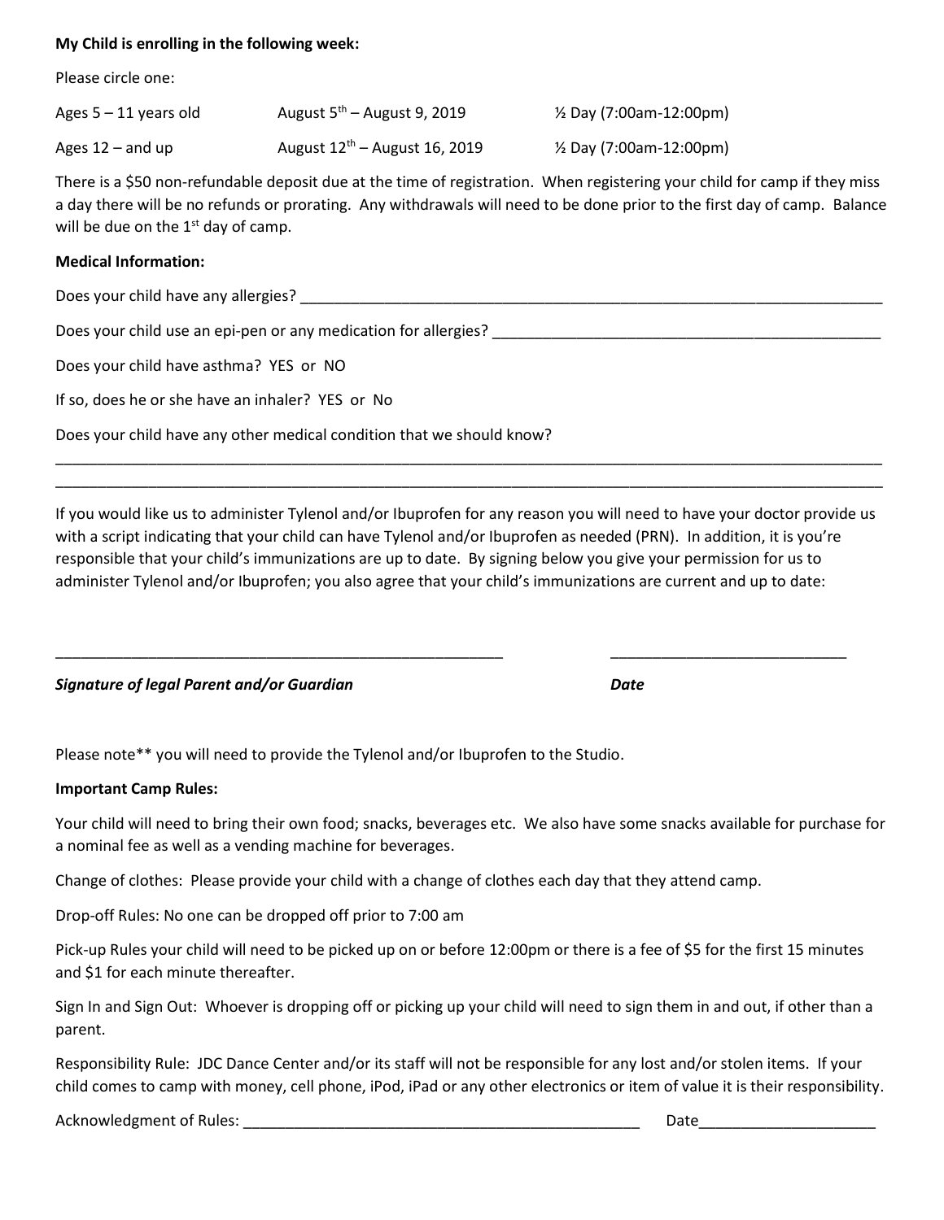**My Child is enrolling in the following week:**

Please circle one:

| | | |
|---|---|---|
| Ages 5 – 11 years old | August 5th – August 9, 2019 | ½ Day (7:00am-12:00pm) |
| Ages 12 – and up | August 12th – August 16, 2019 | ½ Day (7:00am-12:00pm) |

There is a $50 non-refundable deposit due at the time of registration. When registering your child for camp if they miss a day there will be no refunds or prorating. Any withdrawals will need to be done prior to the first day of camp. Balance will be due on the 1st day of camp.

**Medical Information:**

Does your child have any allergies? ______________________________________________________________________

Does your child use an epi-pen or any medication for allergies? _______________________________________________

Does your child have asthma? YES or NO

If so, does he or she have an inhaler? YES or No

Does your child have any other medical condition that we should know?

____________________________________________________________________________________________________

____________________________________________________________________________________________________

If you would like us to administer Tylenol and/or Ibuprofen for any reason you will need to have your doctor provide us with a script indicating that your child can have Tylenol and/or Ibuprofen as needed (PRN). In addition, it is you're responsible that your child's immunizations are up to date. By signing below you give your permission for us to administer Tylenol and/or Ibuprofen; you also agree that your child's immunizations are current and up to date:

_____________________________________________________ ____________________________

***Signature of legal Parent and/or Guardian*** ***Date***

Please note** you will need to provide the Tylenol and/or Ibuprofen to the Studio.

**Important Camp Rules:**

Your child will need to bring their own food; snacks, beverages etc. We also have some snacks available for purchase for a nominal fee as well as a vending machine for beverages.

Change of clothes: Please provide your child with a change of clothes each day that they attend camp.

Drop-off Rules: No one can be dropped off prior to 7:00 am

Pick-up Rules your child will need to be picked up on or before 12:00pm or there is a fee of $5 for the first 15 minutes and $1 for each minute thereafter.

Sign In and Sign Out: Whoever is dropping off or picking up your child will need to sign them in and out, if other than a parent.

Responsibility Rule: JDC Dance Center and/or its staff will not be responsible for any lost and/or stolen items. If your child comes to camp with money, cell phone, iPod, iPad or any other electronics or item of value it is their responsibility.

Acknowledgment of Rules: _______________________________________________ Date____________________